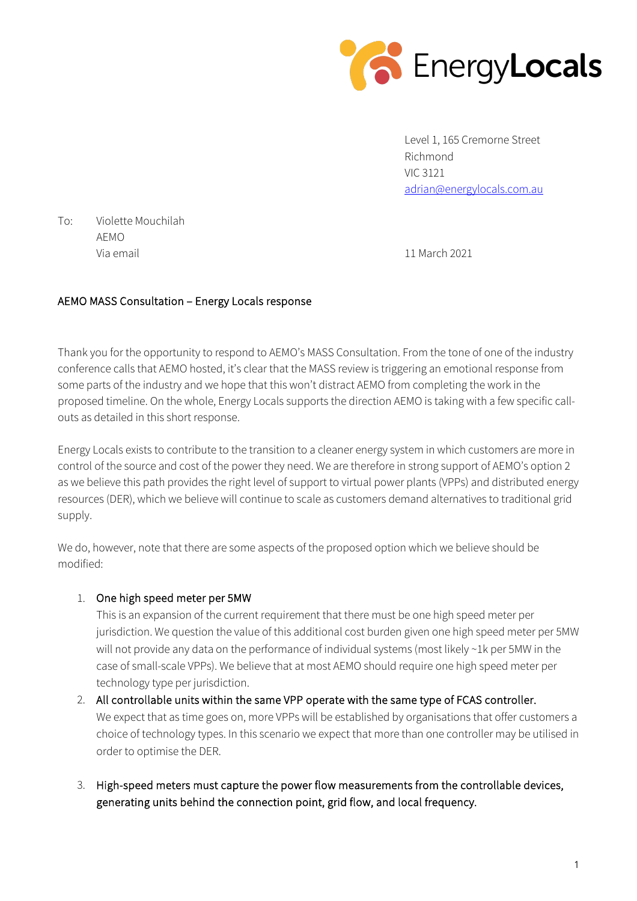EnergyLocals

Level 1, 165 Cremorne Street
Richmond
VIC 3121
adrian@energylocals.com.au

To: Violette Mouchilah
AEMO
Via email

11 March 2021

AEMO MASS Consultation – Energy Locals response

Thank you for the opportunity to respond to AEMO's MASS Consultation. From the tone of one of the industry conference calls that AEMO hosted, it's clear that the MASS review is triggering an emotional response from some parts of the industry and we hope that this won't distract AEMO from completing the work in the proposed timeline. On the whole, Energy Locals supports the direction AEMO is taking with a few specific call-outs as detailed in this short response.

Energy Locals exists to contribute to the transition to a cleaner energy system in which customers are more in control of the source and cost of the power they need. We are therefore in strong support of AEMO's option 2 as we believe this path provides the right level of support to virtual power plants (VPPs) and distributed energy resources (DER), which we believe will continue to scale as customers demand alternatives to traditional grid supply.

We do, however, note that there are some aspects of the proposed option which we believe should be modified:

1. One high speed meter per 5MW
   This is an expansion of the current requirement that there must be one high speed meter per jurisdiction. We question the value of this additional cost burden given one high speed meter per 5MW will not provide any data on the performance of individual systems (most likely ~1k per 5MW in the case of small-scale VPPs). We believe that at most AEMO should require one high speed meter per technology type per jurisdiction.
2. All controllable units within the same VPP operate with the same type of FCAS controller.
   We expect that as time goes on, more VPPs will be established by organisations that offer customers a choice of technology types. In this scenario we expect that more than one controller may be utilised in order to optimise the DER.
3. High-speed meters must capture the power flow measurements from the controllable devices, generating units behind the connection point, grid flow, and local frequency.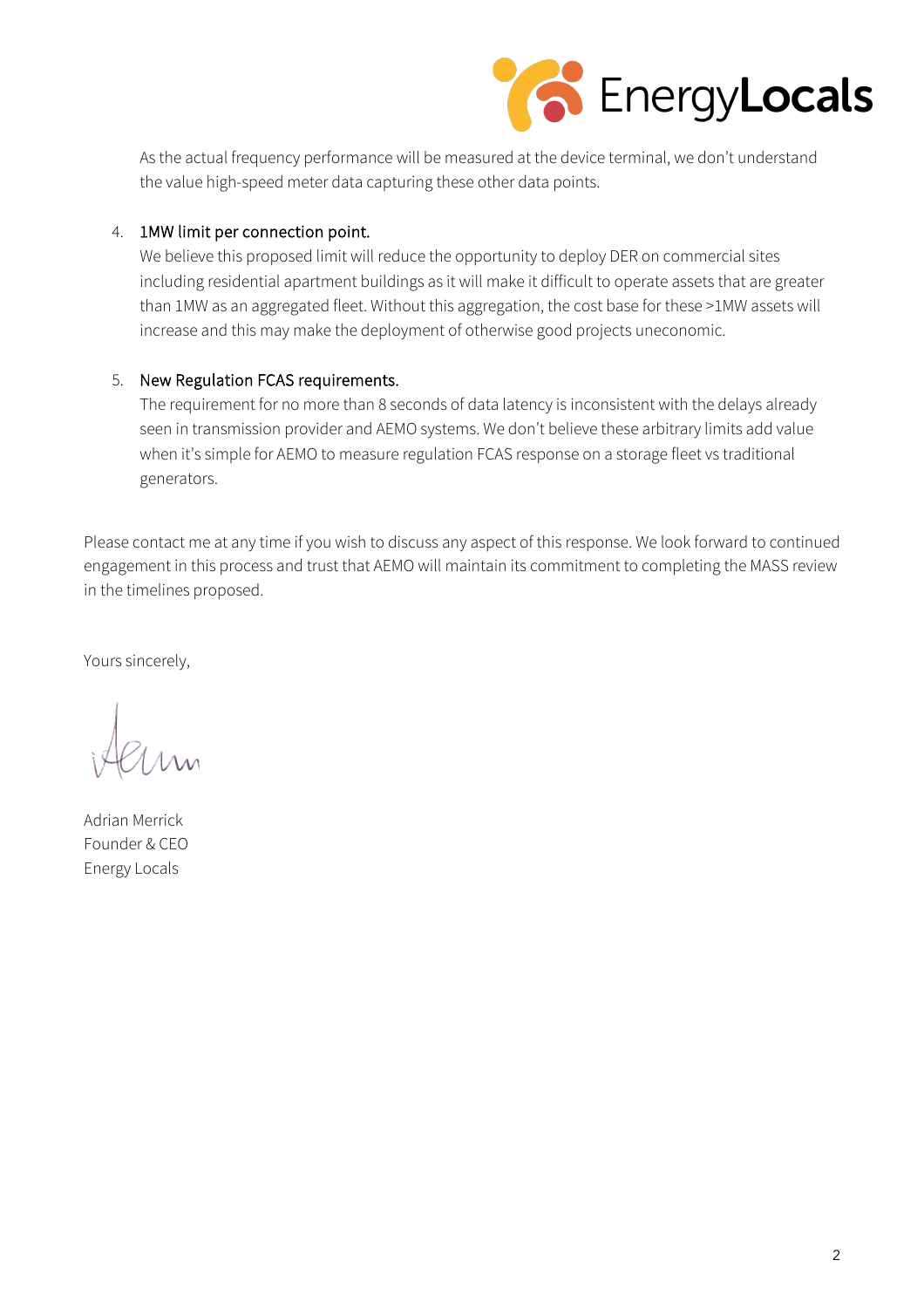As the actual frequency performance will be measured at the device terminal, we don't understand the value high-speed meter data capturing these other data points.

4. 1MW limit per connection point.
   We believe this proposed limit will reduce the opportunity to deploy DER on commercial sites including residential apartment buildings as it will make it difficult to operate assets that are greater than 1MW as an aggregated fleet. Without this aggregation, the cost base for these >1MW assets will increase and this may make the deployment of otherwise good projects uneconomic.

5. New Regulation FCAS requirements.
   The requirement for no more than 8 seconds of data latency is inconsistent with the delays already seen in transmission provider and AEMO systems. We don't believe these arbitrary limits add value when it's simple for AEMO to measure regulation FCAS response on a storage fleet vs traditional generators.

Please contact me at any time if you wish to discuss any aspect of this response. We look forward to continued engagement in this process and trust that AEMO will maintain its commitment to completing the MASS review in the timelines proposed.

Yours sincerely,

Adrian Merrick
Founder & CEO
Energy Locals